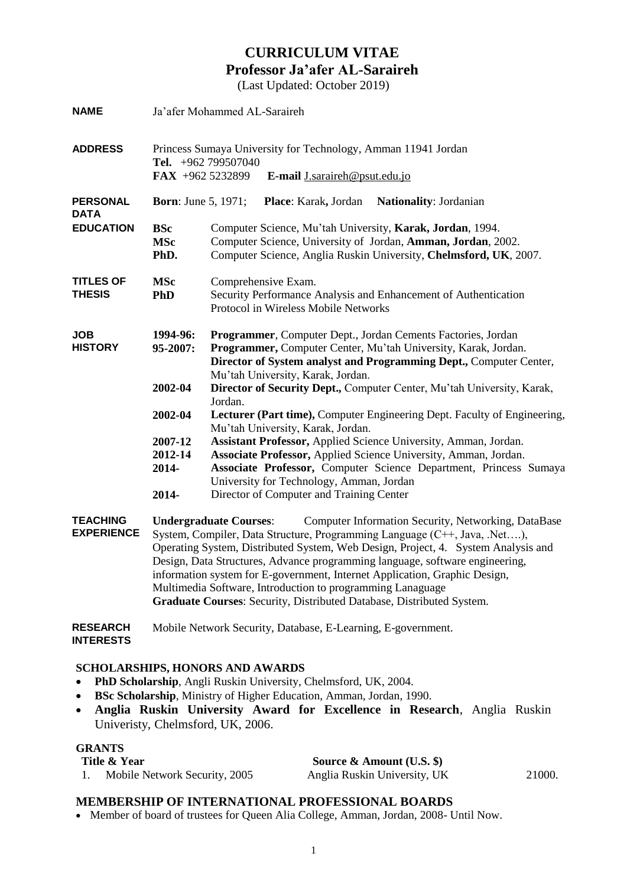# CURRICULUM VITAE
## Professor Ja'afer AL-Saraireh
(Last Updated: October 2019)

| | | |
|---|---|---|
| **NAME** | Ja'afer Mohammed AL-Saraireh | |
| **ADDRESS** | Princess Sumaya University for Technology, Amman 11941 Jordan<br>**Tel.** +962 799507040<br>**FAX** +962 5232899 **E-mail** J.saraireh@psut.edu.jo | |
| **PERSONAL DATA** | **Born**: June 5, 1971; **Place**: Karak**,** Jordan **Nationality**: Jordanian | |
| **EDUCATION** | **BSc** | Computer Science, Mu'tah University, **Karak, Jordan**, 1994. |
| | **MSc** | Computer Science, University of Jordan, **Amman, Jordan**, 2002. |
| | **PhD.** | Computer Science, Anglia Ruskin University, **Chelmsford, UK**, 2007. |
| **TITLES OF THESIS** | **MSc** | Comprehensive Exam. |
| | **PhD** | Security Performance Analysis and Enhancement of Authentication Protocol in Wireless Mobile Networks |
| **JOB HISTORY** | **1994-96:** | **Programmer**, Computer Dept., Jordan Cements Factories, Jordan |
| | **95-2007:** | **Programmer,** Computer Center, Mu'tah University, Karak, Jordan.<br>**Director of System analyst and Programming Dept.,** Computer Center, Mu'tah University, Karak, Jordan. |
| | **2002-04** | **Director of Security Dept.,** Computer Center, Mu'tah University, Karak, Jordan. |
| | **2002-04** | **Lecturer (Part time),** Computer Engineering Dept. Faculty of Engineering, Mu'tah University, Karak, Jordan. |
| | **2007-12** | **Assistant Professor,** Applied Science University, Amman, Jordan. |
| | **2012-14** | **Associate Professor,** Applied Science University, Amman, Jordan. |
| | **2014-** | **Associate Professor,** Computer Science Department, Princess Sumaya University for Technology, Amman, Jordan |
| | **2014-** | Director of Computer and Training Center |

**TEACHING EXPERIENCE**

**Undergraduate Courses**: Computer Information Security, Networking, DataBase System, Compiler, Data Structure, Programming Language (C++, Java, .Net….), Operating System, Distributed System, Web Design, Project, 4. System Analysis and Design, Data Structures, Advance programming language, software engineering, information system for E-government, Internet Application, Graphic Design, Multimedia Software, Introduction to programming Lanaguage

**Graduate Courses**: Security, Distributed Database, Distributed System.

**RESEARCH INTERESTS**

Mobile Network Security, Database, E-Learning, E-government.

## SCHOLARSHIPS, HONORS AND AWARDS

- **PhD Scholarship**, Angli Ruskin University, Chelmsford, UK, 2004.
- **BSc Scholarship**, Ministry of Higher Education, Amman, Jordan, 1990.
- **Anglia Ruskin University Award for Excellence in Research**, Anglia Ruskin Univeristy, Chelmsford, UK, 2006.

## GRANTS

| Title & Year | Source & Amount (U.S. $) | |
|---|---|---|
| 1. Mobile Network Security, 2005 | Anglia Ruskin University, UK | 21000. |

## MEMBERSHIP OF INTERNATIONAL PROFESSIONAL BOARDS

- Member of board of trustees for Queen Alia College, Amman, Jordan, 2008- Until Now.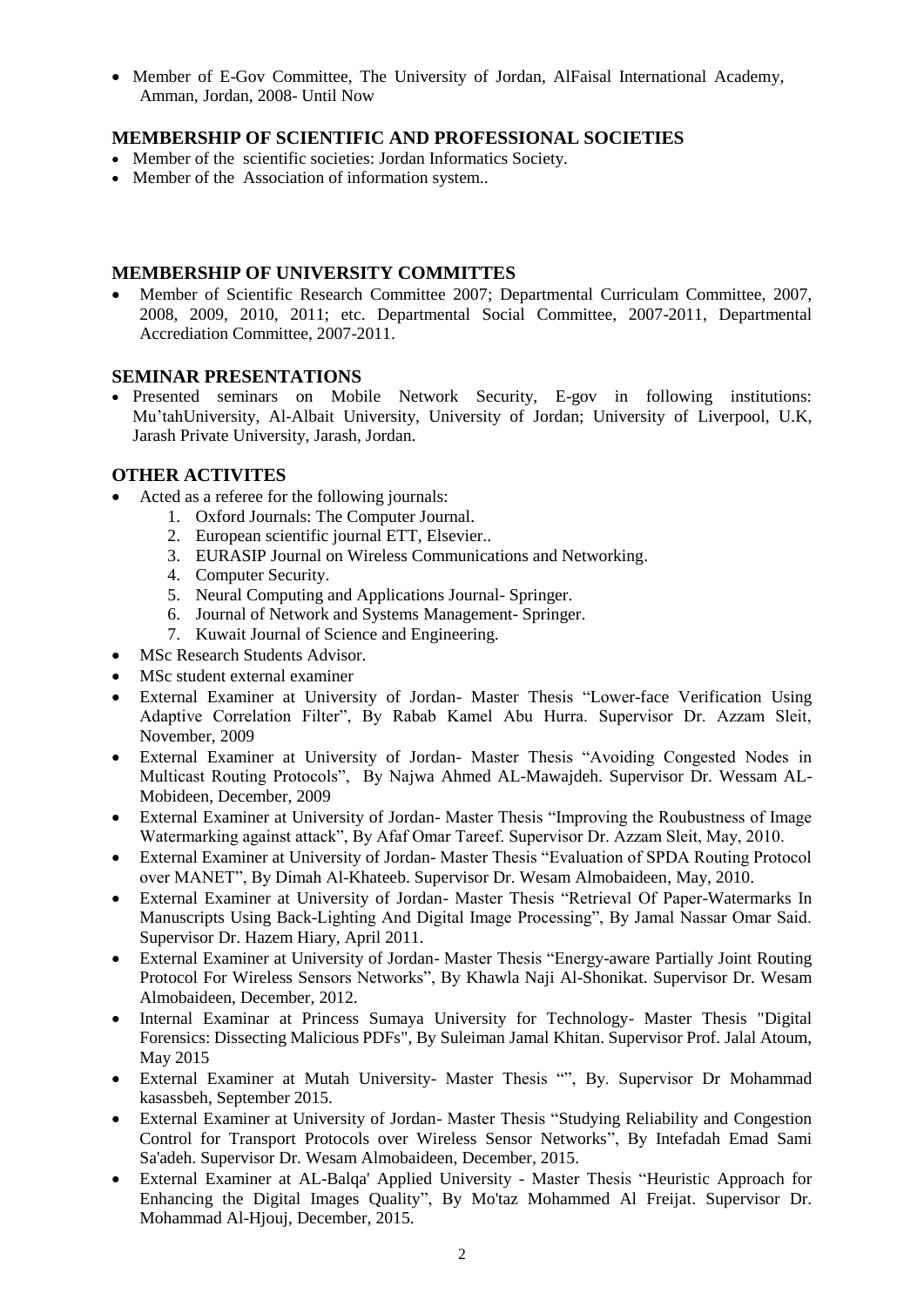- Member of E-Gov Committee, The University of Jordan, AlFaisal International Academy, Amman, Jordan, 2008- Until Now

## MEMBERSHIP OF SCIENTIFIC AND PROFESSIONAL SOCIETIES

- Member of the scientific societies: Jordan Informatics Society.
- Member of the Association of information system..

## MEMBERSHIP OF UNIVERSITY COMMITTES

- Member of Scientific Research Committee 2007; Departmental Curriculam Committee, 2007, 2008, 2009, 2010, 2011; etc. Departmental Social Committee, 2007-2011, Departmental Accrediation Committee, 2007-2011.

## SEMINAR PRESENTATIONS

- Presented seminars on Mobile Network Security, E-gov in following institutions: Mu'tahUniversity, Al-Albait University, University of Jordan; University of Liverpool, U.K, Jarash Private University, Jarash, Jordan.

## OTHER ACTIVITES

- Acted as a referee for the following journals:
  1. Oxford Journals: The Computer Journal.
  2. European scientific journal ETT, Elsevier..
  3. EURASIP Journal on Wireless Communications and Networking.
  4. Computer Security.
  5. Neural Computing and Applications Journal- Springer.
  6. Journal of Network and Systems Management- Springer.
  7. Kuwait Journal of Science and Engineering.
- MSc Research Students Advisor.
- MSc student external examiner
- External Examiner at University of Jordan- Master Thesis "Lower-face Verification Using Adaptive Correlation Filter", By Rabab Kamel Abu Hurra. Supervisor Dr. Azzam Sleit, November, 2009
- External Examiner at University of Jordan- Master Thesis "Avoiding Congested Nodes in Multicast Routing Protocols", By Najwa Ahmed AL-Mawajdeh. Supervisor Dr. Wessam AL-Mobideen, December, 2009
- External Examiner at University of Jordan- Master Thesis "Improving the Roubustness of Image Watermarking against attack", By Afaf Omar Tareef. Supervisor Dr. Azzam Sleit, May, 2010.
- External Examiner at University of Jordan- Master Thesis "Evaluation of SPDA Routing Protocol over MANET", By Dimah Al-Khateeb. Supervisor Dr. Wesam Almobaideen, May, 2010.
- External Examiner at University of Jordan- Master Thesis "Retrieval Of Paper-Watermarks In Manuscripts Using Back-Lighting And Digital Image Processing", By Jamal Nassar Omar Said. Supervisor Dr. Hazem Hiary, April 2011.
- External Examiner at University of Jordan- Master Thesis "Energy-aware Partially Joint Routing Protocol For Wireless Sensors Networks", By Khawla Naji Al-Shonikat. Supervisor Dr. Wesam Almobaideen, December, 2012.
- Internal Examinar at Princess Sumaya University for Technology- Master Thesis "Digital Forensics: Dissecting Malicious PDFs", By Suleiman Jamal Khitan. Supervisor Prof. Jalal Atoum, May 2015
- External Examiner at Mutah University- Master Thesis "", By. Supervisor Dr Mohammad kasassbeh, September 2015.
- External Examiner at University of Jordan- Master Thesis "Studying Reliability and Congestion Control for Transport Protocols over Wireless Sensor Networks", By Intefadah Emad Sami Sa'adeh. Supervisor Dr. Wesam Almobaideen, December, 2015.
- External Examiner at AL-Balqa' Applied University - Master Thesis "Heuristic Approach for Enhancing the Digital Images Quality", By Mo'taz Mohammed Al Freijat. Supervisor Dr. Mohammad Al-Hjouj, December, 2015.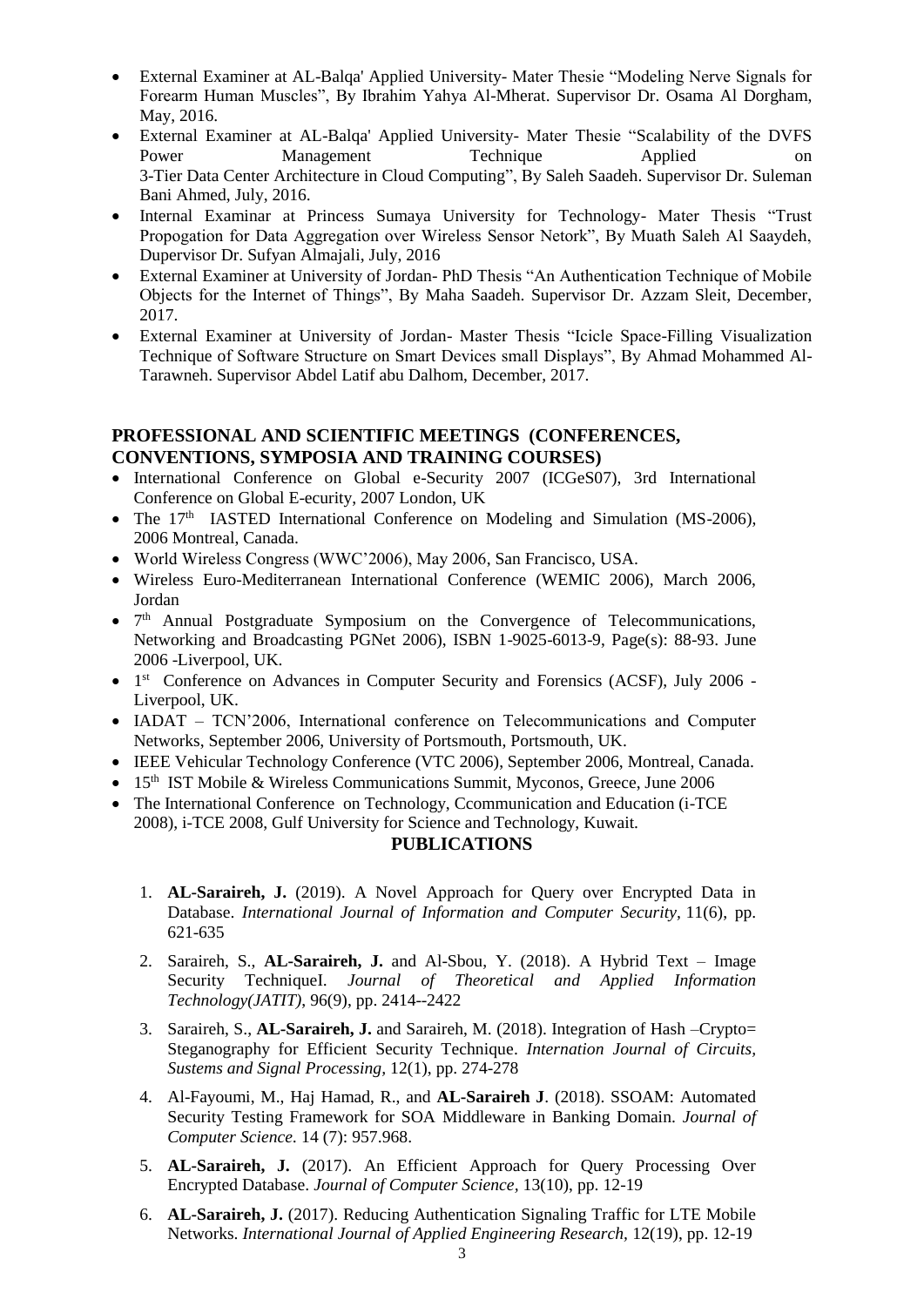- External Examiner at AL-Balqa' Applied University- Mater Thesie "Modeling Nerve Signals for Forearm Human Muscles", By Ibrahim Yahya Al-Mherat. Supervisor Dr. Osama Al Dorgham, May, 2016.
- External Examiner at AL-Balqa' Applied University- Mater Thesie "Scalability of the DVFS Power Management Technique Applied on 3-Tier Data Center Architecture in Cloud Computing", By Saleh Saadeh. Supervisor Dr. Suleman Bani Ahmed, July, 2016.
- Internal Examinar at Princess Sumaya University for Technology- Mater Thesis "Trust Propogation for Data Aggregation over Wireless Sensor Netork", By Muath Saleh Al Saaydeh, Dupervisor Dr. Sufyan Almajali, July, 2016
- External Examiner at University of Jordan- PhD Thesis "An Authentication Technique of Mobile Objects for the Internet of Things", By Maha Saadeh. Supervisor Dr. Azzam Sleit, December, 2017.
- External Examiner at University of Jordan- Master Thesis "Icicle Space-Filling Visualization Technique of Software Structure on Smart Devices small Displays", By Ahmad Mohammed Al-Tarawneh. Supervisor Abdel Latif abu Dalhom, December, 2017.

## PROFESSIONAL AND SCIENTIFIC MEETINGS (CONFERENCES, CONVENTIONS, SYMPOSIA AND TRAINING COURSES)

- International Conference on Global e-Security 2007 (ICGeS07), 3rd International Conference on Global E-ecurity, 2007 London, UK
- The 17th IASTED International Conference on Modeling and Simulation (MS-2006), 2006 Montreal, Canada.
- World Wireless Congress (WWC'2006), May 2006, San Francisco, USA.
- Wireless Euro-Mediterranean International Conference (WEMIC 2006), March 2006, Jordan
- 7th Annual Postgraduate Symposium on the Convergence of Telecommunications, Networking and Broadcasting PGNet 2006), ISBN 1-9025-6013-9, Page(s): 88-93. June 2006 -Liverpool, UK.
- 1st Conference on Advances in Computer Security and Forensics (ACSF), July 2006 - Liverpool, UK.
- IADAT – TCN'2006, International conference on Telecommunications and Computer Networks, September 2006, University of Portsmouth, Portsmouth, UK.
- IEEE Vehicular Technology Conference (VTC 2006), September 2006, Montreal, Canada.
- 15th IST Mobile & Wireless Communications Summit, Myconos, Greece, June 2006
- The International Conference on Technology, Ccommunication and Education (i-TCE 2008), i-TCE 2008, Gulf University for Science and Technology, Kuwait.

## PUBLICATIONS

1. **AL-Saraireh, J.** (2019). A Novel Approach for Query over Encrypted Data in Database. *International Journal of Information and Computer Security*, 11(6), pp. 621-635
2. Saraireh, S., **AL-Saraireh, J.** and Al-Sbou, Y. (2018). A Hybrid Text – Image Security TechniqueI. *Journal of Theoretical and Applied Information Technology(JATIT)*, 96(9), pp. 2414--2422
3. Saraireh, S., **AL-Saraireh, J.** and Saraireh, M. (2018). Integration of Hash –Crypto= Steganography for Efficient Security Technique. *Internation Journal of Circuits, Sustems and Signal Processing*, 12(1), pp. 274-278
4. Al-Fayoumi, M., Haj Hamad, R., and **AL-Saraireh J**. (2018). SSOAM: Automated Security Testing Framework for SOA Middleware in Banking Domain. *Journal of Computer Science.* 14 (7): 957.968.
5. **AL-Saraireh, J.** (2017). An Efficient Approach for Query Processing Over Encrypted Database. *Journal of Computer Science*, 13(10), pp. 12-19
6. **AL-Saraireh, J.** (2017). Reducing Authentication Signaling Traffic for LTE Mobile Networks. *International Journal of Applied Engineering Research*, 12(19), pp. 12-19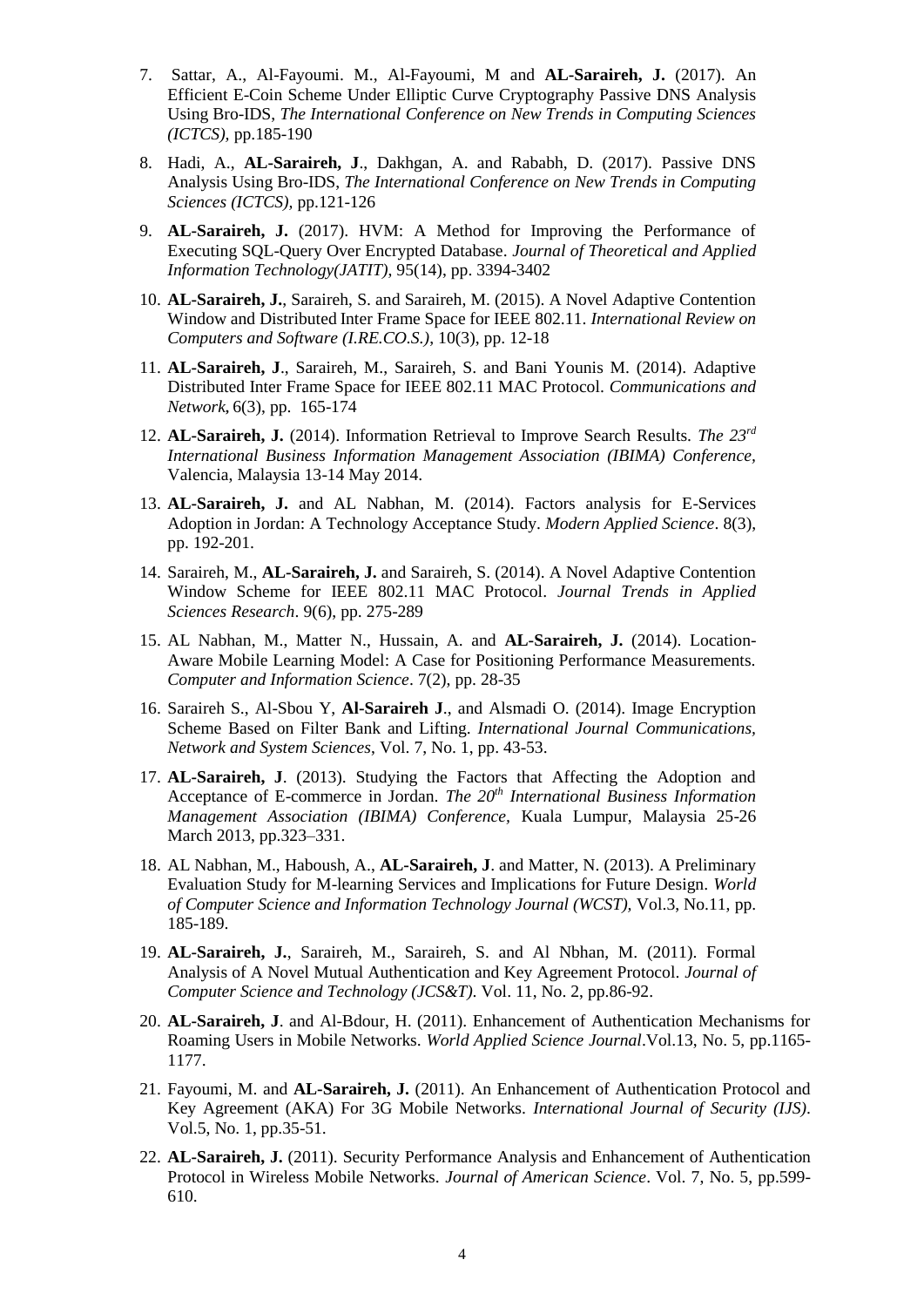7. Sattar, A., Al-Fayoumi. M., Al-Fayoumi, M and **AL-Saraireh, J.** (2017). An Efficient E-Coin Scheme Under Elliptic Curve Cryptography Passive DNS Analysis Using Bro-IDS, *The International Conference on New Trends in Computing Sciences (ICTCS)*, pp.185-190

8. Hadi, A., **AL-Saraireh, J**., Dakhgan, A. and Rababh, D. (2017). Passive DNS Analysis Using Bro-IDS, *The International Conference on New Trends in Computing Sciences (ICTCS)*, pp.121-126

9. **AL-Saraireh, J.** (2017). HVM: A Method for Improving the Performance of Executing SQL-Query Over Encrypted Database. *Journal of Theoretical and Applied Information Technology(JATIT)*, 95(14), pp. 3394-3402

10. **AL-Saraireh, J.**, Saraireh, S. and Saraireh, M. (2015). A Novel Adaptive Contention Window and Distributed Inter Frame Space for IEEE 802.11. *International Review on Computers and Software (I.RE.CO.S.)*, 10(3), pp. 12-18

11. **AL-Saraireh, J**., Saraireh, M., Saraireh, S. and Bani Younis M. (2014). Adaptive Distributed Inter Frame Space for IEEE 802.11 MAC Protocol. *Communications and Network*, 6(3), pp. 165-174

12. **AL-Saraireh, J.** (2014). Information Retrieval to Improve Search Results. *The 23rd International Business Information Management Association (IBIMA) Conference*, Valencia, Malaysia 13-14 May 2014.

13. **AL-Saraireh, J.** and AL Nabhan, M. (2014). Factors analysis for E-Services Adoption in Jordan: A Technology Acceptance Study. *Modern Applied Science*. 8(3), pp. 192-201.

14. Saraireh, M., **AL-Saraireh, J.** and Saraireh, S. (2014). A Novel Adaptive Contention Window Scheme for IEEE 802.11 MAC Protocol. *Journal Trends in Applied Sciences Research*. 9(6), pp. 275-289

15. AL Nabhan, M., Matter N., Hussain, A. and **AL-Saraireh, J.** (2014). Location-Aware Mobile Learning Model: A Case for Positioning Performance Measurements. *Computer and Information Science*. 7(2), pp. 28-35

16. Saraireh S., Al-Sbou Y, **Al-Saraireh J**., and Alsmadi O. (2014). Image Encryption Scheme Based on Filter Bank and Lifting. *International Journal Communications, Network and System Sciences*, Vol. 7, No. 1, pp. 43-53.

17. **AL-Saraireh, J**. (2013). Studying the Factors that Affecting the Adoption and Acceptance of E-commerce in Jordan. *The 20th International Business Information Management Association (IBIMA) Conference*, Kuala Lumpur, Malaysia 25-26 March 2013, pp.323–331.

18. AL Nabhan, M., Haboush, A., **AL-Saraireh, J**. and Matter, N. (2013). A Preliminary Evaluation Study for M-learning Services and Implications for Future Design. *World of Computer Science and Information Technology Journal (WCST)*, Vol.3, No.11, pp. 185-189.

19. **AL-Saraireh, J.**, Saraireh, M., Saraireh, S. and Al Nbhan, M. (2011). Formal Analysis of A Novel Mutual Authentication and Key Agreement Protocol. *Journal of Computer Science and Technology (JCS&T)*. Vol. 11, No. 2, pp.86-92.

20. **AL-Saraireh, J**. and Al-Bdour, H. (2011). Enhancement of Authentication Mechanisms for Roaming Users in Mobile Networks. *World Applied Science Journal*.Vol.13, No. 5, pp.1165-1177.

21. Fayoumi, M. and **AL-Saraireh, J.** (2011). An Enhancement of Authentication Protocol and Key Agreement (AKA) For 3G Mobile Networks. *International Journal of Security (IJS)*. Vol.5, No. 1, pp.35-51.

22. **AL-Saraireh, J.** (2011). Security Performance Analysis and Enhancement of Authentication Protocol in Wireless Mobile Networks. *Journal of American Science*. Vol. 7, No. 5, pp.599-610.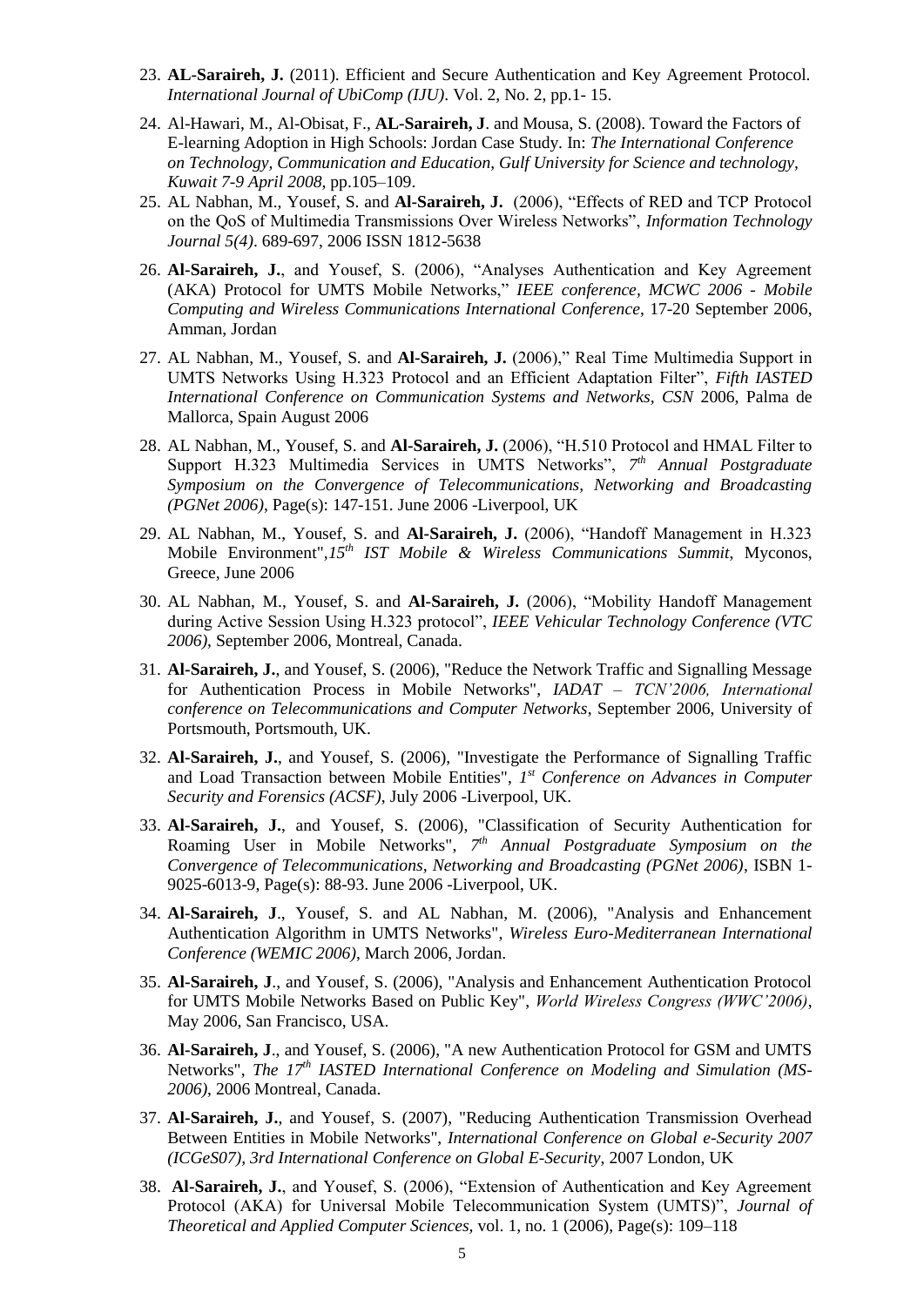23. **AL-Saraireh, J.** (2011). Efficient and Secure Authentication and Key Agreement Protocol. *International Journal of UbiComp (IJU)*. Vol. 2, No. 2, pp.1- 15.
24. Al-Hawari, M., Al-Obisat, F., **AL-Saraireh, J**. and Mousa, S. (2008). Toward the Factors of E-learning Adoption in High Schools: Jordan Case Study. In: *The International Conference on Technology, Communication and Education, Gulf University for Science and technology, Kuwait 7-9 April 2008*, pp.105–109.
25. AL Nabhan, M., Yousef, S. and **Al-Saraireh, J.** (2006), "Effects of RED and TCP Protocol on the QoS of Multimedia Transmissions Over Wireless Networks", *Information Technology Journal 5(4)*. 689-697, 2006 ISSN 1812-5638
26. **Al-Saraireh, J.**, and Yousef, S. (2006), "Analyses Authentication and Key Agreement (AKA) Protocol for UMTS Mobile Networks," *IEEE conference, MCWC 2006 - Mobile Computing and Wireless Communications International Conference*, 17-20 September 2006, Amman, Jordan
27. AL Nabhan, M., Yousef, S. and **Al-Saraireh, J.** (2006)," Real Time Multimedia Support in UMTS Networks Using H.323 Protocol and an Efficient Adaptation Filter", *Fifth IASTED International Conference on Communication Systems and Networks, CSN* 2006, Palma de Mallorca, Spain August 2006
28. AL Nabhan, M., Yousef, S. and **Al-Saraireh, J.** (2006), "H.510 Protocol and HMAL Filter to Support H.323 Multimedia Services in UMTS Networks", *7th Annual Postgraduate Symposium on the Convergence of Telecommunications, Networking and Broadcasting (PGNet 2006)*, Page(s): 147-151. June 2006 -Liverpool, UK
29. AL Nabhan, M., Yousef, S. and **Al-Saraireh, J.** (2006), "Handoff Management in H.323 Mobile Environment",*15th IST Mobile & Wireless Communications Summit*, Myconos, Greece, June 2006
30. AL Nabhan, M., Yousef, S. and **Al-Saraireh, J.** (2006), "Mobility Handoff Management during Active Session Using H.323 protocol", *IEEE Vehicular Technology Conference (VTC 2006)*, September 2006, Montreal, Canada.
31. **Al-Saraireh, J.**, and Yousef, S. (2006), "Reduce the Network Traffic and Signalling Message for Authentication Process in Mobile Networks", *IADAT – TCN'2006, International conference on Telecommunications and Computer Networks*, September 2006, University of Portsmouth, Portsmouth, UK.
32. **Al-Saraireh, J.**, and Yousef, S. (2006), "Investigate the Performance of Signalling Traffic and Load Transaction between Mobile Entities", *1st Conference on Advances in Computer Security and Forensics (ACSF)*, July 2006 -Liverpool, UK.
33. **Al-Saraireh, J.**, and Yousef, S. (2006), "Classification of Security Authentication for Roaming User in Mobile Networks", *7th Annual Postgraduate Symposium on the Convergence of Telecommunications, Networking and Broadcasting (PGNet 2006)*, ISBN 1-9025-6013-9, Page(s): 88-93. June 2006 -Liverpool, UK.
34. **Al-Saraireh, J**., Yousef, S. and AL Nabhan, M. (2006), "Analysis and Enhancement Authentication Algorithm in UMTS Networks", *Wireless Euro-Mediterranean International Conference (WEMIC 2006)*, March 2006, Jordan.
35. **Al-Saraireh, J**., and Yousef, S. (2006), "Analysis and Enhancement Authentication Protocol for UMTS Mobile Networks Based on Public Key", *World Wireless Congress (WWC'2006)*, May 2006, San Francisco, USA.
36. **Al-Saraireh, J**., and Yousef, S. (2006), "A new Authentication Protocol for GSM and UMTS Networks", *The 17th IASTED International Conference on Modeling and Simulation (MS-2006)*, 2006 Montreal, Canada.
37. **Al-Saraireh, J.**, and Yousef, S. (2007), "Reducing Authentication Transmission Overhead Between Entities in Mobile Networks", *International Conference on Global e-Security 2007 (ICGeS07), 3rd International Conference on Global E-Security*, 2007 London, UK
38. **Al-Saraireh, J.**, and Yousef, S. (2006), "Extension of Authentication and Key Agreement Protocol (AKA) for Universal Mobile Telecommunication System (UMTS)", *Journal of Theoretical and Applied Computer Sciences*, vol. 1, no. 1 (2006), Page(s): 109–118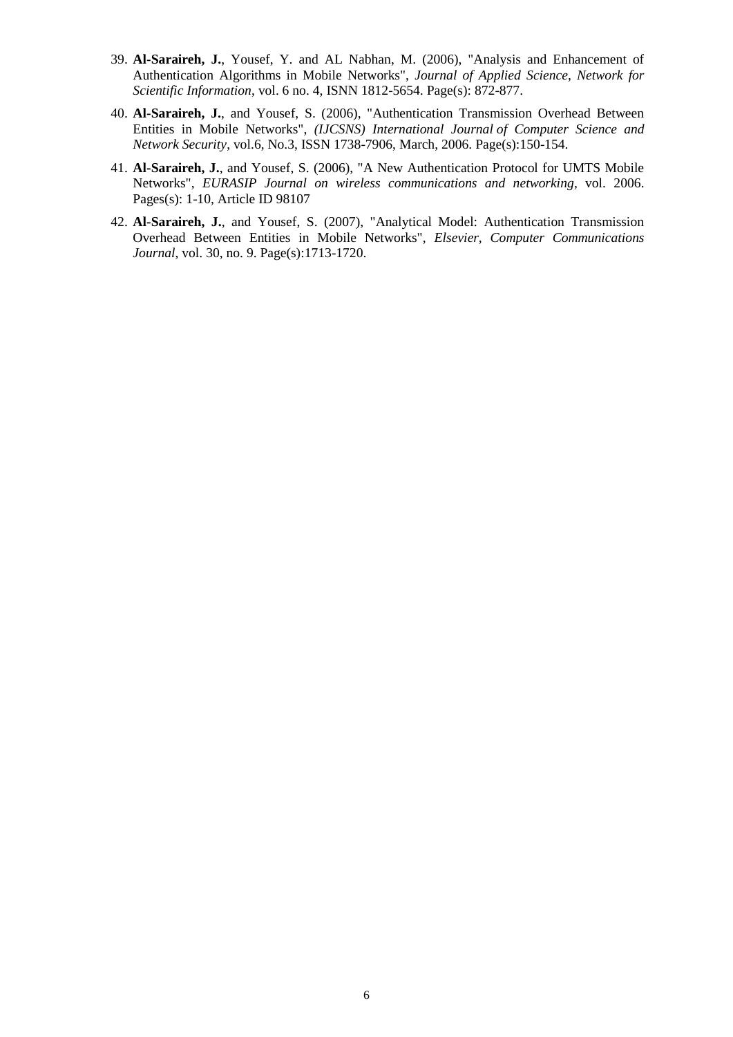39. **Al-Saraireh, J.**, Yousef, Y. and AL Nabhan, M. (2006), "Analysis and Enhancement of Authentication Algorithms in Mobile Networks", *Journal of Applied Science, Network for Scientific Information*, vol. 6 no. 4, ISNN 1812-5654. Page(s): 872-877.
40. **Al-Saraireh, J.**, and Yousef, S. (2006), "Authentication Transmission Overhead Between Entities in Mobile Networks", *(IJCSNS) International Journal of Computer Science and Network Security*, vol.6, No.3, ISSN 1738-7906, March, 2006. Page(s):150-154.
41. **Al-Saraireh, J.**, and Yousef, S. (2006), "A New Authentication Protocol for UMTS Mobile Networks", *EURASIP Journal on wireless communications and networking*, vol. 2006. Pages(s): 1-10, Article ID 98107
42. **Al-Saraireh, J.**, and Yousef, S. (2007), "Analytical Model: Authentication Transmission Overhead Between Entities in Mobile Networks", *Elsevier, Computer Communications Journal*, vol. 30, no. 9. Page(s):1713-1720.